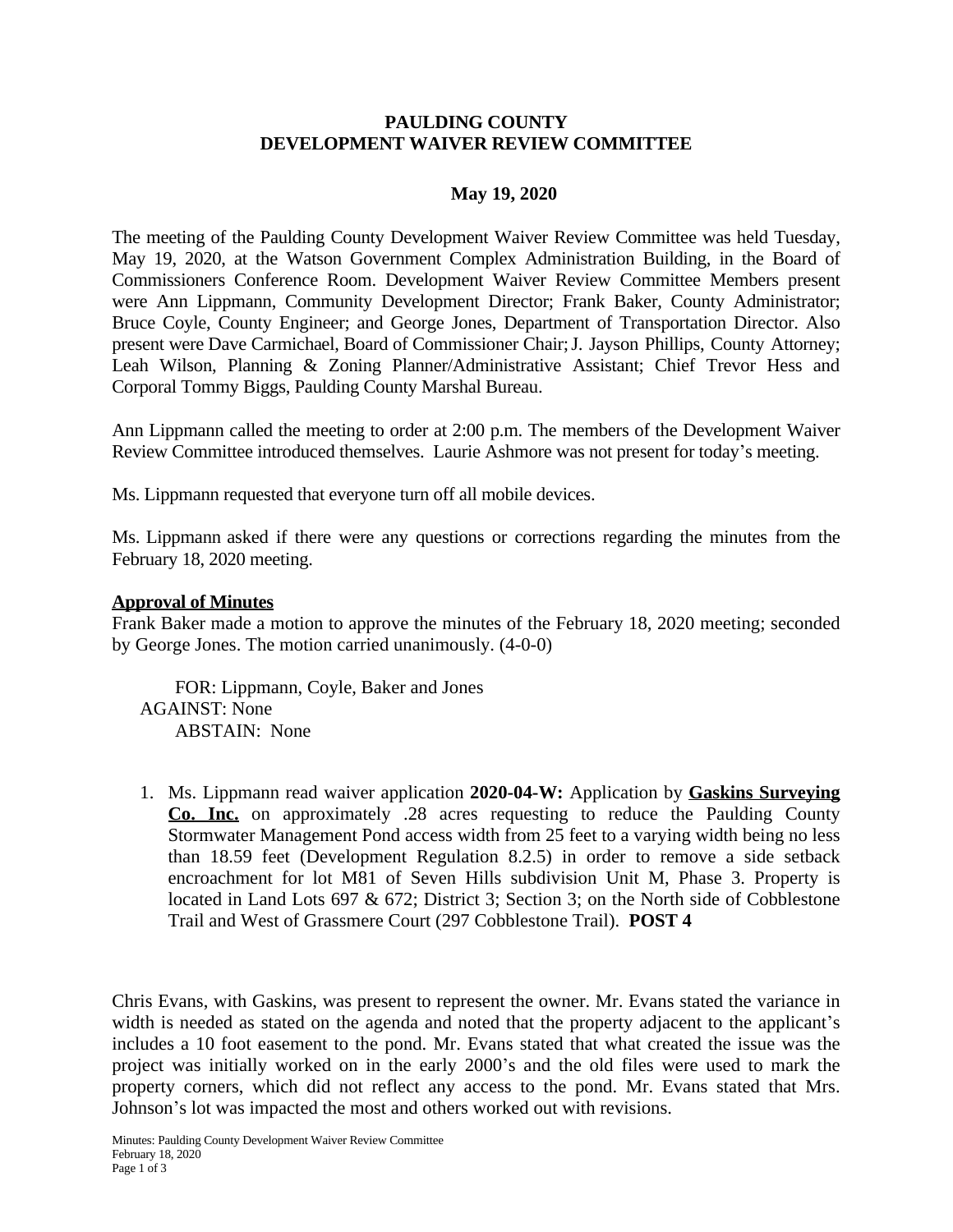**PAULDING COUNTY**
**DEVELOPMENT WAIVER REVIEW COMMITTEE**

**May 19, 2020**

The meeting of the Paulding County Development Waiver Review Committee was held Tuesday, May 19, 2020, at the Watson Government Complex Administration Building, in the Board of Commissioners Conference Room. Development Waiver Review Committee Members present were Ann Lippmann, Community Development Director; Frank Baker, County Administrator; Bruce Coyle, County Engineer; and George Jones, Department of Transportation Director. Also present were Dave Carmichael, Board of Commissioner Chair; J. Jayson Phillips, County Attorney; Leah Wilson, Planning & Zoning Planner/Administrative Assistant; Chief Trevor Hess and Corporal Tommy Biggs, Paulding County Marshal Bureau.

Ann Lippmann called the meeting to order at 2:00 p.m. The members of the Development Waiver Review Committee introduced themselves. Laurie Ashmore was not present for today's meeting.

Ms. Lippmann requested that everyone turn off all mobile devices.

Ms. Lippmann asked if there were any questions or corrections regarding the minutes from the February 18, 2020 meeting.

**Approval of Minutes**

Frank Baker made a motion to approve the minutes of the February 18, 2020 meeting; seconded by George Jones. The motion carried unanimously. (4-0-0)

FOR: Lippmann, Coyle, Baker and Jones
AGAINST: None
ABSTAIN: None

1. Ms. Lippmann read waiver application **2020-04-W:** Application by **Gaskins Surveying Co. Inc.** on approximately .28 acres requesting to reduce the Paulding County Stormwater Management Pond access width from 25 feet to a varying width being no less than 18.59 feet (Development Regulation 8.2.5) in order to remove a side setback encroachment for lot M81 of Seven Hills subdivision Unit M, Phase 3. Property is located in Land Lots 697 & 672; District 3; Section 3; on the North side of Cobblestone Trail and West of Grassmere Court (297 Cobblestone Trail). **POST 4**

Chris Evans, with Gaskins, was present to represent the owner. Mr. Evans stated the variance in width is needed as stated on the agenda and noted that the property adjacent to the applicant's includes a 10 foot easement to the pond. Mr. Evans stated that what created the issue was the project was initially worked on in the early 2000's and the old files were used to mark the property corners, which did not reflect any access to the pond. Mr. Evans stated that Mrs. Johnson's lot was impacted the most and others worked out with revisions.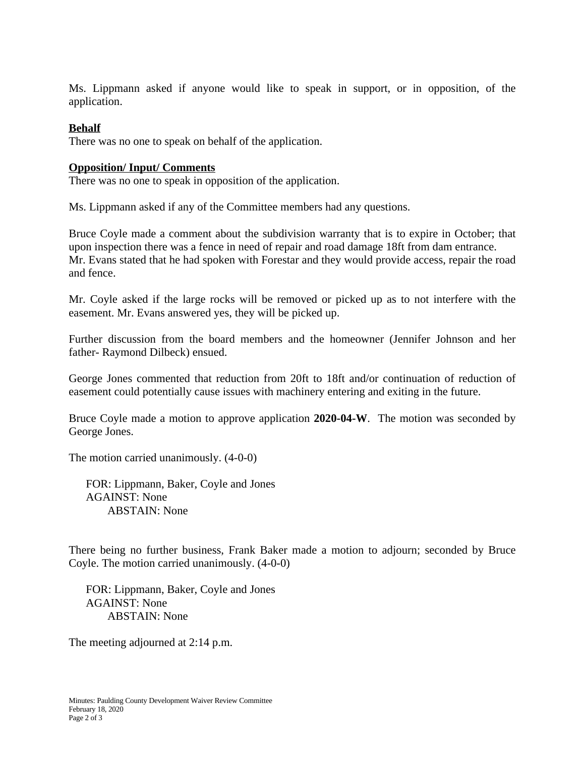Ms. Lippmann asked if anyone would like to speak in support, or in opposition, of the application.

**Behalf**

There was no one to speak on behalf of the application.

**Opposition/ Input/ Comments**

There was no one to speak in opposition of the application.

Ms. Lippmann asked if any of the Committee members had any questions.

Bruce Coyle made a comment about the subdivision warranty that is to expire in October; that upon inspection there was a fence in need of repair and road damage 18ft from dam entrance. Mr. Evans stated that he had spoken with Forestar and they would provide access, repair the road and fence.

Mr. Coyle asked if the large rocks will be removed or picked up as to not interfere with the easement. Mr. Evans answered yes, they will be picked up.

Further discussion from the board members and the homeowner (Jennifer Johnson and her father- Raymond Dilbeck) ensued.

George Jones commented that reduction from 20ft to 18ft and/or continuation of reduction of easement could potentially cause issues with machinery entering and exiting in the future.

Bruce Coyle made a motion to approve application **2020-04-W**. The motion was seconded by George Jones.

The motion carried unanimously. (4-0-0)

FOR: Lippmann, Baker, Coyle and Jones
AGAINST: None
ABSTAIN: None

There being no further business, Frank Baker made a motion to adjourn; seconded by Bruce Coyle. The motion carried unanimously. (4-0-0)

FOR: Lippmann, Baker, Coyle and Jones
AGAINST: None
ABSTAIN: None

The meeting adjourned at 2:14 p.m.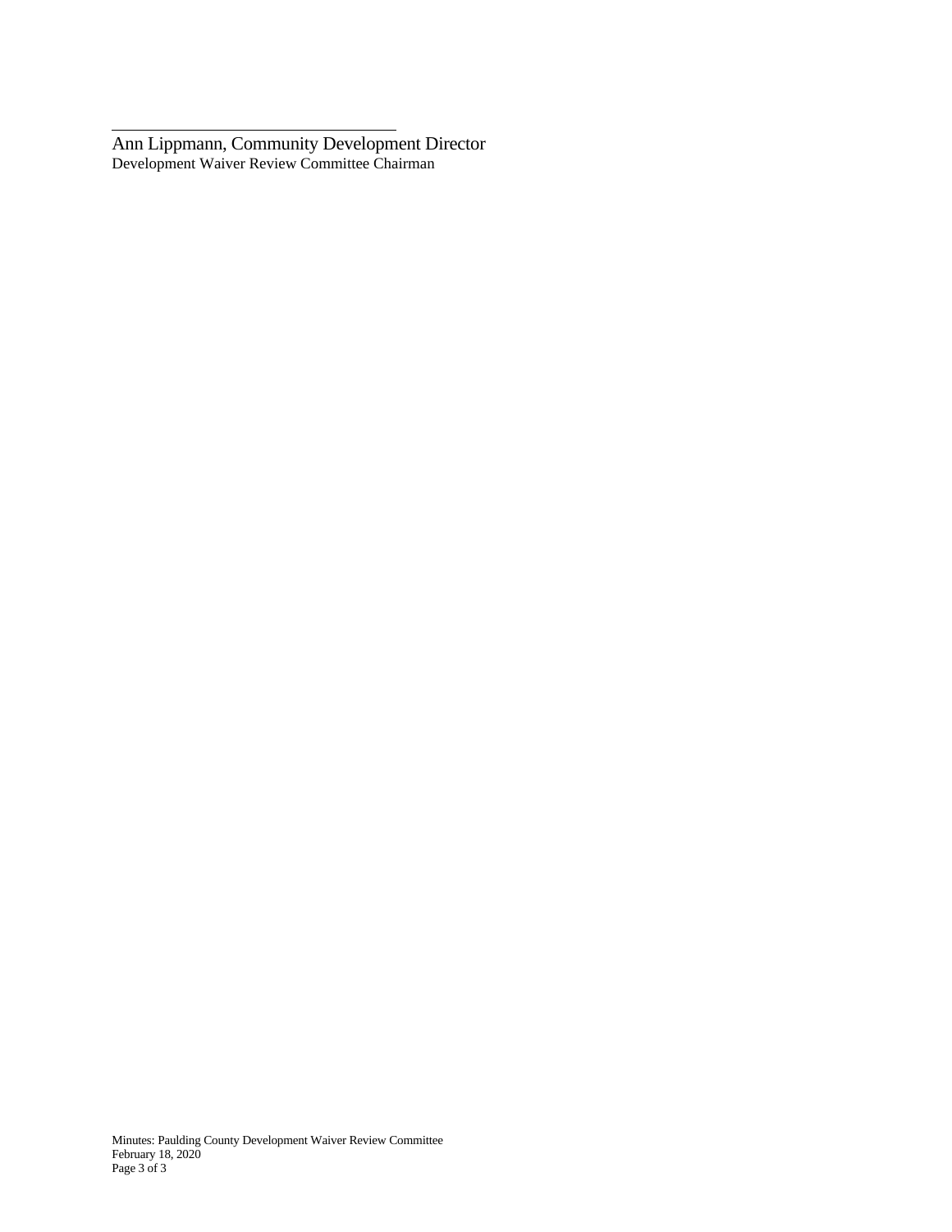\_\_\_\_\_\_\_\_\_\_\_\_\_\_\_\_\_\_\_\_\_\_\_\_\_\_\_\_\_\_\_\_\_\_\_\_

Ann Lippmann, Community Development Director
Development Waiver Review Committee Chairman